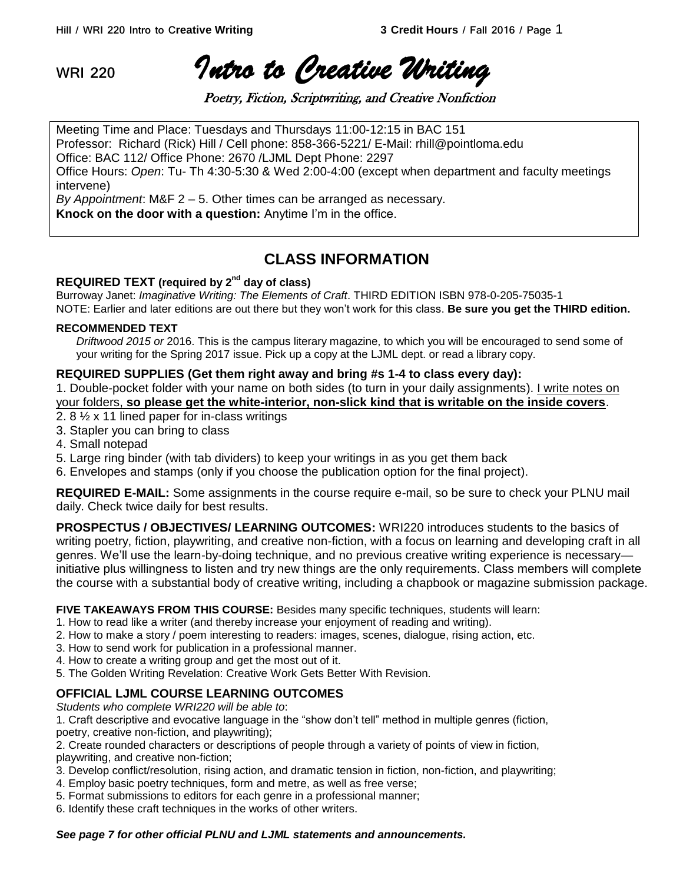WRI 220 *Intro to Creative Writing*

*Poetry, Fiction, Scriptwriting, and Creative Nonfiction*

Meeting Time and Place: Tuesdays and Thursdays 11:00-12:15 in BAC 151
Professor: Richard (Rick) Hill / Cell phone: 858-366-5221/ E-Mail: rhill@pointloma.edu
Office: BAC 112/ Office Phone: 2670 /LJML Dept Phone: 2297
Office Hours: *Open*: Tu- Th 4:30-5:30 & Wed 2:00-4:00 (except when department and faculty meetings intervene)
*By Appointment*: M&F 2 – 5. Other times can be arranged as necessary.
**Knock on the door with a question:** Anytime I'm in the office.

## CLASS INFORMATION

### REQUIRED TEXT (required by 2nd day of class)

Burroway Janet: *Imaginative Writing: The Elements of Craft*. THIRD EDITION ISBN 978-0-205-75035-1
NOTE: Earlier and later editions are out there but they won't work for this class. **Be sure you get the THIRD edition.**

### RECOMMENDED TEXT

*Driftwood 2015 or* 2016. This is the campus literary magazine, to which you will be encouraged to send some of your writing for the Spring 2017 issue. Pick up a copy at the LJML dept. or read a library copy.

### REQUIRED SUPPLIES (Get them right away and bring #s 1-4 to class every day):

1. Double-pocket folder with your name on both sides (to turn in your daily assignments). I write notes on your folders, **so please get the white-interior, non-slick kind that is writable on the inside covers**.
2. 8 ½ x 11 lined paper for in-class writings
3. Stapler you can bring to class
4. Small notepad
5. Large ring binder (with tab dividers) to keep your writings in as you get them back
6. Envelopes and stamps (only if you choose the publication option for the final project).

**REQUIRED E-MAIL:** Some assignments in the course require e-mail, so be sure to check your PLNU mail daily. Check twice daily for best results.

**PROSPECTUS / OBJECTIVES/ LEARNING OUTCOMES:** WRI220 introduces students to the basics of writing poetry, fiction, playwriting, and creative non-fiction, with a focus on learning and developing craft in all genres. We'll use the learn-by-doing technique, and no previous creative writing experience is necessary—initiative plus willingness to listen and try new things are the only requirements. Class members will complete the course with a substantial body of creative writing, including a chapbook or magazine submission package.

**FIVE TAKEAWAYS FROM THIS COURSE:** Besides many specific techniques, students will learn:

1. How to read like a writer (and thereby increase your enjoyment of reading and writing).
2. How to make a story / poem interesting to readers: images, scenes, dialogue, rising action, etc.
3. How to send work for publication in a professional manner.
4. How to create a writing group and get the most out of it.
5. The Golden Writing Revelation: Creative Work Gets Better With Revision.

### OFFICIAL LJML COURSE LEARNING OUTCOMES

*Students who complete WRI220 will be able to*:

1. Craft descriptive and evocative language in the "show don't tell" method in multiple genres (fiction, poetry, creative non-fiction, and playwriting);
2. Create rounded characters or descriptions of people through a variety of points of view in fiction, playwriting, and creative non-fiction;
3. Develop conflict/resolution, rising action, and dramatic tension in fiction, non-fiction, and playwriting;
4. Employ basic poetry techniques, form and metre, as well as free verse;
5. Format submissions to editors for each genre in a professional manner;
6. Identify these craft techniques in the works of other writers.

***See page 7 for other official PLNU and LJML statements and announcements.***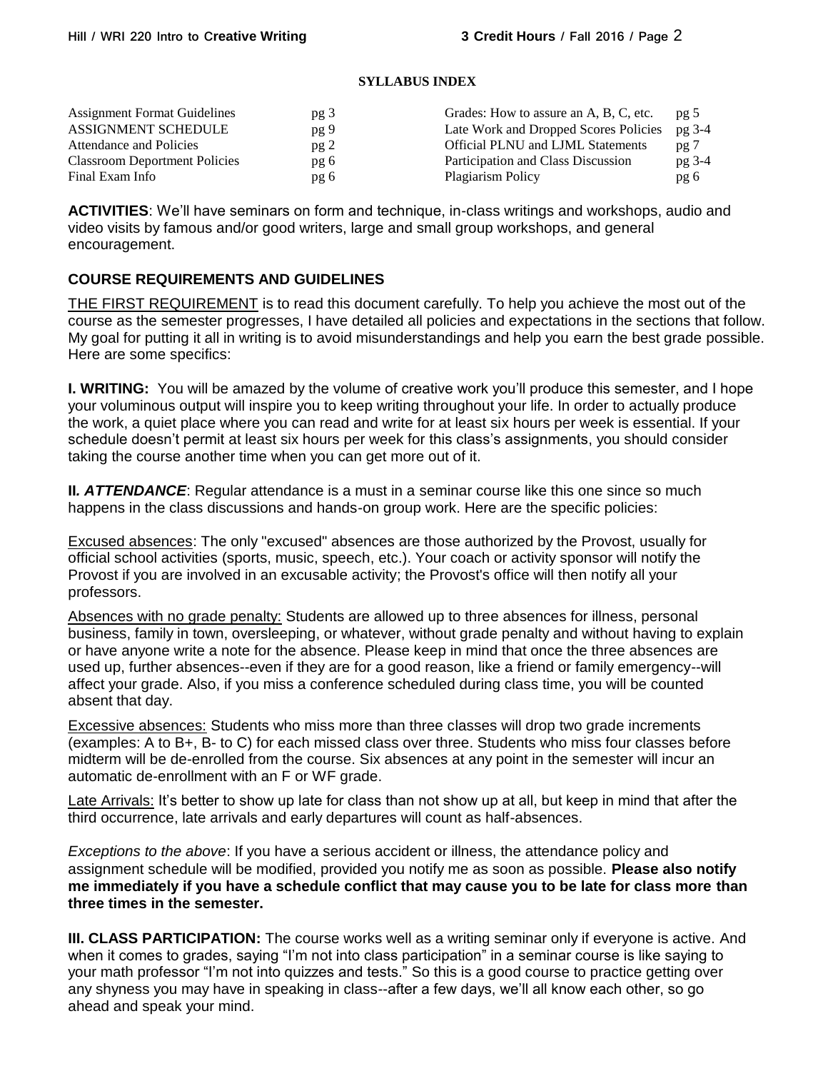**SYLLABUS INDEX**

| | | | |
|---|---|---|---|
| Assignment Format Guidelines | pg 3 | Grades: How to assure an A, B, C, etc. | pg 5 |
| ASSIGNMENT SCHEDULE | pg 9 | Late Work and Dropped Scores Policies | pg 3-4 |
| Attendance and Policies | pg 2 | Official PLNU and LJML Statements | pg 7 |
| Classroom Deportment Policies | pg 6 | Participation and Class Discussion | pg 3-4 |
| Final Exam Info | pg 6 | Plagiarism Policy | pg 6 |

**ACTIVITIES**: We'll have seminars on form and technique, in-class writings and workshops, audio and video visits by famous and/or good writers, large and small group workshops, and general encouragement.

## COURSE REQUIREMENTS AND GUIDELINES

THE FIRST REQUIREMENT is to read this document carefully. To help you achieve the most out of the course as the semester progresses, I have detailed all policies and expectations in the sections that follow. My goal for putting it all in writing is to avoid misunderstandings and help you earn the best grade possible. Here are some specifics:

**I. WRITING:** You will be amazed by the volume of creative work you'll produce this semester, and I hope your voluminous output will inspire you to keep writing throughout your life. In order to actually produce the work, a quiet place where you can read and write for at least six hours per week is essential. If your schedule doesn't permit at least six hours per week for this class's assignments, you should consider taking the course another time when you can get more out of it.

**II. *ATTENDANCE***: Regular attendance is a must in a seminar course like this one since so much happens in the class discussions and hands-on group work. Here are the specific policies:

Excused absences: The only "excused" absences are those authorized by the Provost, usually for official school activities (sports, music, speech, etc.). Your coach or activity sponsor will notify the Provost if you are involved in an excusable activity; the Provost's office will then notify all your professors.

Absences with no grade penalty: Students are allowed up to three absences for illness, personal business, family in town, oversleeping, or whatever, without grade penalty and without having to explain or have anyone write a note for the absence. Please keep in mind that once the three absences are used up, further absences--even if they are for a good reason, like a friend or family emergency--will affect your grade. Also, if you miss a conference scheduled during class time, you will be counted absent that day.

Excessive absences: Students who miss more than three classes will drop two grade increments (examples: A to B+, B- to C) for each missed class over three. Students who miss four classes before midterm will be de-enrolled from the course. Six absences at any point in the semester will incur an automatic de-enrollment with an F or WF grade.

Late Arrivals: It's better to show up late for class than not show up at all, but keep in mind that after the third occurrence, late arrivals and early departures will count as half-absences.

*Exceptions to the above*: If you have a serious accident or illness, the attendance policy and assignment schedule will be modified, provided you notify me as soon as possible. **Please also notify me immediately if you have a schedule conflict that may cause you to be late for class more than three times in the semester.**

**III. CLASS PARTICIPATION:** The course works well as a writing seminar only if everyone is active. And when it comes to grades, saying "I'm not into class participation" in a seminar course is like saying to your math professor "I'm not into quizzes and tests." So this is a good course to practice getting over any shyness you may have in speaking in class--after a few days, we'll all know each other, so go ahead and speak your mind.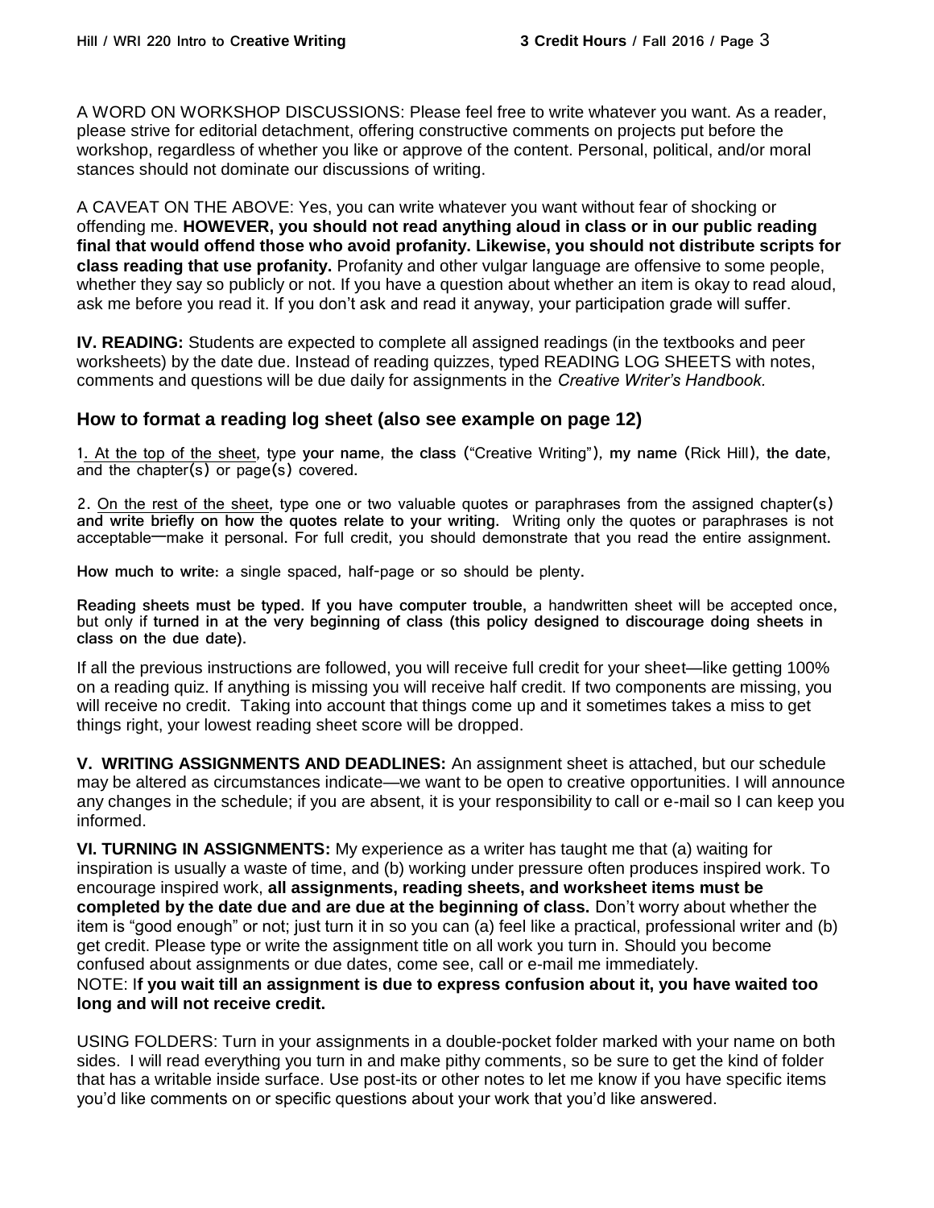A WORD ON WORKSHOP DISCUSSIONS: Please feel free to write whatever you want. As a reader, please strive for editorial detachment, offering constructive comments on projects put before the workshop, regardless of whether you like or approve of the content. Personal, political, and/or moral stances should not dominate our discussions of writing.

A CAVEAT ON THE ABOVE: Yes, you can write whatever you want without fear of shocking or offending me. **HOWEVER, you should not read anything aloud in class or in our public reading final that would offend those who avoid profanity. Likewise, you should not distribute scripts for class reading that use profanity.** Profanity and other vulgar language are offensive to some people, whether they say so publicly or not. If you have a question about whether an item is okay to read aloud, ask me before you read it. If you don't ask and read it anyway, your participation grade will suffer.

**IV. READING:** Students are expected to complete all assigned readings (in the textbooks and peer worksheets) by the date due. Instead of reading quizzes, typed READING LOG SHEETS with notes, comments and questions will be due daily for assignments in the *Creative Writer's Handbook.*

## How to format a reading log sheet (also see example on page 12)

1. At the top of the sheet, type **your name**, **the class** ("Creative Writing"), **my name** (Rick Hill), **the date**, and the chapter(s) or page(s) covered.

2. On the rest of the sheet, type one or two valuable quotes or paraphrases from the assigned chapter(s) **and write briefly on how the quotes relate to your writing.** Writing only the quotes or paraphrases is not acceptable—make it personal. For full credit, you should demonstrate that you read the entire assignment.

**How much to write:** a single spaced, half-page or so should be plenty.

**Reading sheets must be typed. If you have computer trouble,** a handwritten sheet will be accepted once, but only if **turned in at the very beginning of class (this policy designed to discourage doing sheets in class on the due date).**

If all the previous instructions are followed, you will receive full credit for your sheet—like getting 100% on a reading quiz. If anything is missing you will receive half credit. If two components are missing, you will receive no credit. Taking into account that things come up and it sometimes takes a miss to get things right, your lowest reading sheet score will be dropped.

**V. WRITING ASSIGNMENTS AND DEADLINES:** An assignment sheet is attached, but our schedule may be altered as circumstances indicate—we want to be open to creative opportunities. I will announce any changes in the schedule; if you are absent, it is your responsibility to call or e-mail so I can keep you informed.

**VI. TURNING IN ASSIGNMENTS:** My experience as a writer has taught me that (a) waiting for inspiration is usually a waste of time, and (b) working under pressure often produces inspired work. To encourage inspired work, **all assignments, reading sheets, and worksheet items must be completed by the date due and are due at the beginning of class.** Don't worry about whether the item is "good enough" or not; just turn it in so you can (a) feel like a practical, professional writer and (b) get credit. Please type or write the assignment title on all work you turn in. Should you become confused about assignments or due dates, come see, call or e-mail me immediately.
NOTE: I**f you wait till an assignment is due to express confusion about it, you have waited too long and will not receive credit.**

USING FOLDERS: Turn in your assignments in a double-pocket folder marked with your name on both sides. I will read everything you turn in and make pithy comments, so be sure to get the kind of folder that has a writable inside surface. Use post-its or other notes to let me know if you have specific items you'd like comments on or specific questions about your work that you'd like answered.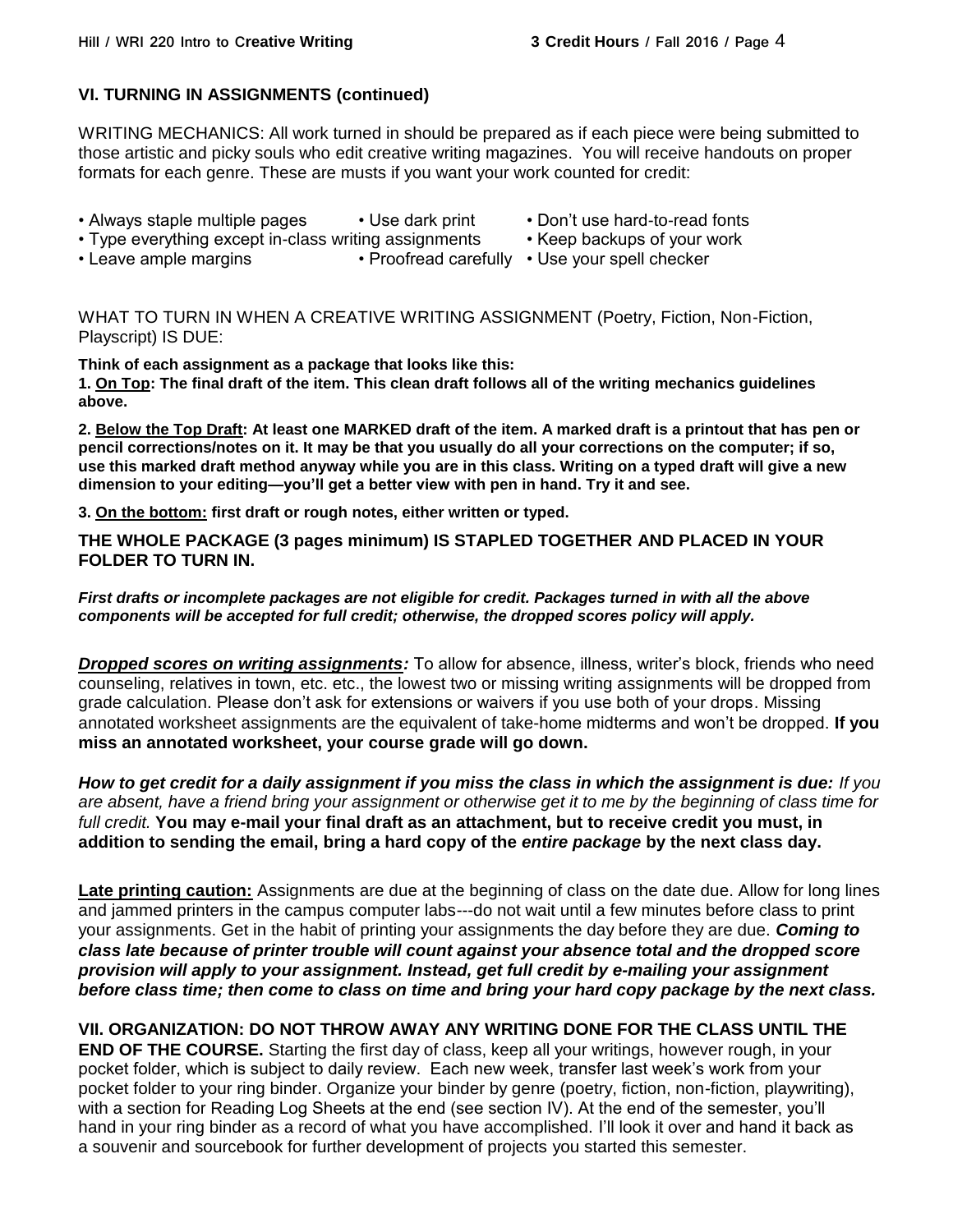## VI. TURNING IN ASSIGNMENTS (continued)

WRITING MECHANICS: All work turned in should be prepared as if each piece were being submitted to those artistic and picky souls who edit creative writing magazines. You will receive handouts on proper formats for each genre. These are musts if you want your work counted for credit:

- Always staple multiple pages
- Use dark print
- Don't use hard-to-read fonts
- Type everything except in-class writing assignments
- Keep backups of your work
- Leave ample margins
- Proofread carefully
- Use your spell checker

WHAT TO TURN IN WHEN A CREATIVE WRITING ASSIGNMENT (Poetry, Fiction, Non-Fiction, Playscript) IS DUE:

**Think of each assignment as a package that looks like this:**

**1. <u>On Top</u>: The final draft of the item. This clean draft follows all of the writing mechanics guidelines above.**

**2. <u>Below the Top Draft</u>: At least one MARKED draft of the item. A marked draft is a printout that has pen or pencil corrections/notes on it. It may be that you usually do all your corrections on the computer; if so, use this marked draft method anyway while you are in this class. Writing on a typed draft will give a new dimension to your editing—you'll get a better view with pen in hand. Try it and see.**

**3. <u>On the bottom:</u> first draft or rough notes, either written or typed.**

**THE WHOLE PACKAGE (3 pages minimum) IS STAPLED TOGETHER AND PLACED IN YOUR FOLDER TO TURN IN.**

***First drafts or incomplete packages are not eligible for credit. Packages turned in with all the above components will be accepted for full credit; otherwise, the dropped scores policy will apply.***

***<u>Dropped scores on writing assignments</u>:*** To allow for absence, illness, writer's block, friends who need counseling, relatives in town, etc. etc., the lowest two or missing writing assignments will be dropped from grade calculation. Please don't ask for extensions or waivers if you use both of your drops. Missing annotated worksheet assignments are the equivalent of take-home midterms and won't be dropped. **If you miss an annotated worksheet, your course grade will go down.**

***How to get credit for a daily assignment if you miss the class in which the assignment is due:*** *If you are absent, have a friend bring your assignment or otherwise get it to me by the beginning of class time for full credit.* **You may e-mail your final draft as an attachment, but to receive credit you must, in addition to sending the email, bring a hard copy of the *entire package* by the next class day.**

**<u>Late printing caution:</u>** Assignments are due at the beginning of class on the date due. Allow for long lines and jammed printers in the campus computer labs---do not wait until a few minutes before class to print your assignments. Get in the habit of printing your assignments the day before they are due. ***Coming to class late because of printer trouble will count against your absence total and the dropped score provision will apply to your assignment. Instead, get full credit by e-mailing your assignment before class time; then come to class on time and bring your hard copy package by the next class.***

**VII. ORGANIZATION: DO NOT THROW AWAY ANY WRITING DONE FOR THE CLASS UNTIL THE END OF THE COURSE.** Starting the first day of class, keep all your writings, however rough, in your pocket folder, which is subject to daily review. Each new week, transfer last week's work from your pocket folder to your ring binder. Organize your binder by genre (poetry, fiction, non-fiction, playwriting), with a section for Reading Log Sheets at the end (see section IV). At the end of the semester, you'll hand in your ring binder as a record of what you have accomplished. I'll look it over and hand it back as a souvenir and sourcebook for further development of projects you started this semester.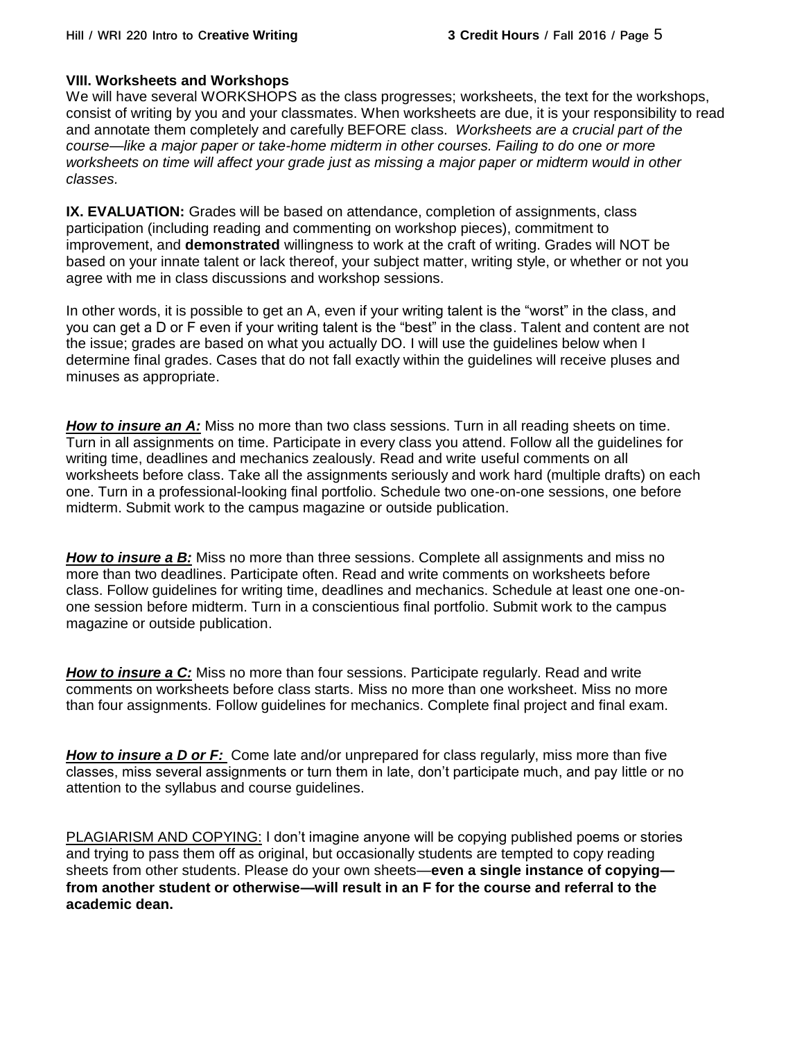**VIII. Worksheets and Workshops**

We will have several WORKSHOPS as the class progresses; worksheets, the text for the workshops, consist of writing by you and your classmates. When worksheets are due, it is your responsibility to read and annotate them completely and carefully BEFORE class. *Worksheets are a crucial part of the course—like a major paper or take-home midterm in other courses. Failing to do one or more worksheets on time will affect your grade just as missing a major paper or midterm would in other classes.*

**IX. EVALUATION:** Grades will be based on attendance, completion of assignments, class participation (including reading and commenting on workshop pieces), commitment to improvement, and **demonstrated** willingness to work at the craft of writing. Grades will NOT be based on your innate talent or lack thereof, your subject matter, writing style, or whether or not you agree with me in class discussions and workshop sessions.

In other words, it is possible to get an A, even if your writing talent is the "worst" in the class, and you can get a D or F even if your writing talent is the "best" in the class. Talent and content are not the issue; grades are based on what you actually DO. I will use the guidelines below when I determine final grades. Cases that do not fall exactly within the guidelines will receive pluses and minuses as appropriate.

***How to insure an A:*** Miss no more than two class sessions. Turn in all reading sheets on time. Turn in all assignments on time. Participate in every class you attend. Follow all the guidelines for writing time, deadlines and mechanics zealously. Read and write useful comments on all worksheets before class. Take all the assignments seriously and work hard (multiple drafts) on each one. Turn in a professional-looking final portfolio. Schedule two one-on-one sessions, one before midterm. Submit work to the campus magazine or outside publication.

***How to insure a B:*** Miss no more than three sessions. Complete all assignments and miss no more than two deadlines. Participate often. Read and write comments on worksheets before class. Follow guidelines for writing time, deadlines and mechanics. Schedule at least one one-on-one session before midterm. Turn in a conscientious final portfolio. Submit work to the campus magazine or outside publication.

***How to insure a C:*** Miss no more than four sessions. Participate regularly. Read and write comments on worksheets before class starts. Miss no more than one worksheet. Miss no more than four assignments. Follow guidelines for mechanics. Complete final project and final exam.

***How to insure a D or F:*** Come late and/or unprepared for class regularly, miss more than five classes, miss several assignments or turn them in late, don't participate much, and pay little or no attention to the syllabus and course guidelines.

PLAGIARISM AND COPYING: I don't imagine anyone will be copying published poems or stories and trying to pass them off as original, but occasionally students are tempted to copy reading sheets from other students. Please do your own sheets—**even a single instance of copying—from another student or otherwise—will result in an F for the course and referral to the academic dean.**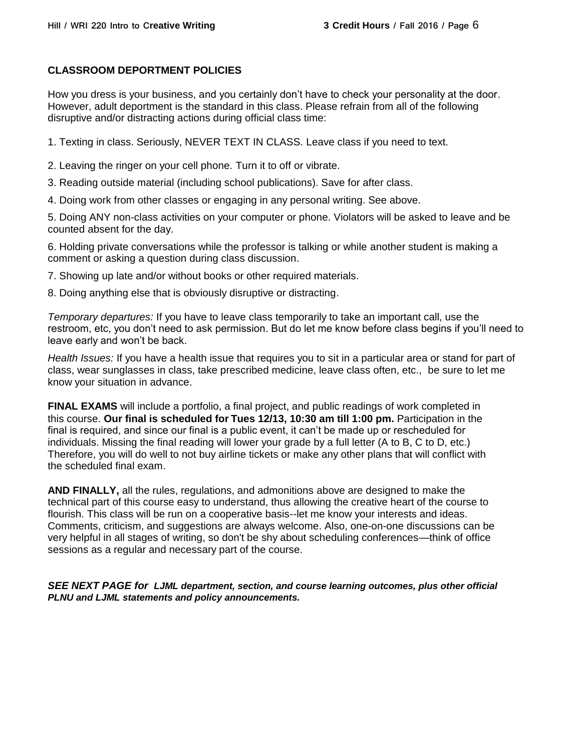## CLASSROOM DEPORTMENT POLICIES

How you dress is your business, and you certainly don't have to check your personality at the door. However, adult deportment is the standard in this class. Please refrain from all of the following disruptive and/or distracting actions during official class time:

1. Texting in class. Seriously, NEVER TEXT IN CLASS. Leave class if you need to text.
2. Leaving the ringer on your cell phone. Turn it to off or vibrate.
3. Reading outside material (including school publications). Save for after class.
4. Doing work from other classes or engaging in any personal writing. See above.
5. Doing ANY non-class activities on your computer or phone. Violators will be asked to leave and be counted absent for the day.
6. Holding private conversations while the professor is talking or while another student is making a comment or asking a question during class discussion.
7. Showing up late and/or without books or other required materials.
8. Doing anything else that is obviously disruptive or distracting.

*Temporary departures:* If you have to leave class temporarily to take an important call, use the restroom, etc, you don't need to ask permission. But do let me know before class begins if you'll need to leave early and won't be back.

*Health Issues:* If you have a health issue that requires you to sit in a particular area or stand for part of class, wear sunglasses in class, take prescribed medicine, leave class often, etc., be sure to let me know your situation in advance.

**FINAL EXAMS** will include a portfolio, a final project, and public readings of work completed in this course. **Our final is scheduled for Tues 12/13, 10:30 am till 1:00 pm.** Participation in the final is required, and since our final is a public event, it can't be made up or rescheduled for individuals. Missing the final reading will lower your grade by a full letter (A to B, C to D, etc.) Therefore, you will do well to not buy airline tickets or make any other plans that will conflict with the scheduled final exam.

**AND FINALLY,** all the rules, regulations, and admonitions above are designed to make the technical part of this course easy to understand, thus allowing the creative heart of the course to flourish. This class will be run on a cooperative basis--let me know your interests and ideas. Comments, criticism, and suggestions are always welcome. Also, one-on-one discussions can be very helpful in all stages of writing, so don't be shy about scheduling conferences—think of office sessions as a regular and necessary part of the course.

***SEE NEXT PAGE for LJML department, section, and course learning outcomes, plus other official PLNU and LJML statements and policy announcements.***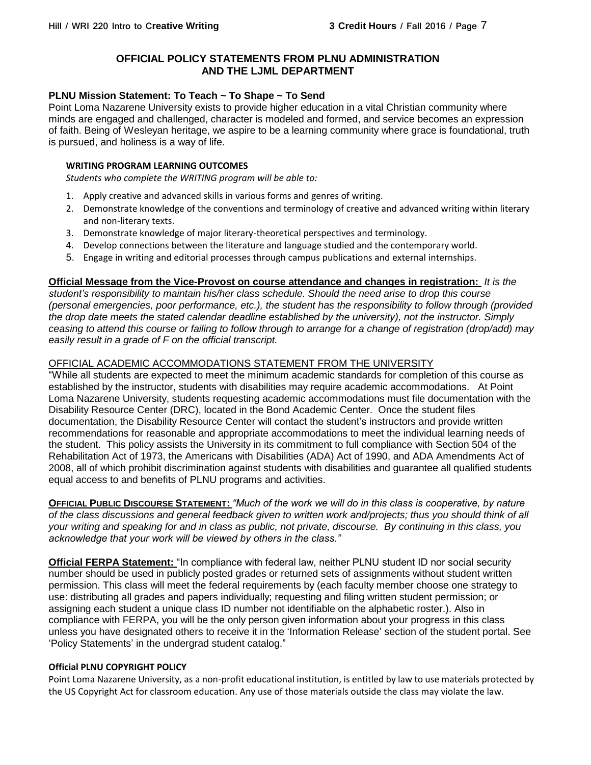## OFFICIAL POLICY STATEMENTS FROM PLNU ADMINISTRATION AND THE LJML DEPARTMENT

**PLNU Mission Statement: To Teach ~ To Shape ~ To Send**

Point Loma Nazarene University exists to provide higher education in a vital Christian community where minds are engaged and challenged, character is modeled and formed, and service becomes an expression of faith. Being of Wesleyan heritage, we aspire to be a learning community where grace is foundational, truth is pursued, and holiness is a way of life.

**WRITING PROGRAM LEARNING OUTCOMES**

*Students who complete the WRITING program will be able to:*

1. Apply creative and advanced skills in various forms and genres of writing.
2. Demonstrate knowledge of the conventions and terminology of creative and advanced writing within literary and non-literary texts.
3. Demonstrate knowledge of major literary-theoretical perspectives and terminology.
4. Develop connections between the literature and language studied and the contemporary world.
5. Engage in writing and editorial processes through campus publications and external internships.

**Official Message from the Vice-Provost on course attendance and changes in registration:** *It is the student's responsibility to maintain his/her class schedule. Should the need arise to drop this course (personal emergencies, poor performance, etc.), the student has the responsibility to follow through (provided the drop date meets the stated calendar deadline established by the university), not the instructor. Simply ceasing to attend this course or failing to follow through to arrange for a change of registration (drop/add) may easily result in a grade of F on the official transcript.*

OFFICIAL ACADEMIC ACCOMMODATIONS STATEMENT FROM THE UNIVERSITY

"While all students are expected to meet the minimum academic standards for completion of this course as established by the instructor, students with disabilities may require academic accommodations. At Point Loma Nazarene University, students requesting academic accommodations must file documentation with the Disability Resource Center (DRC), located in the Bond Academic Center. Once the student files documentation, the Disability Resource Center will contact the student's instructors and provide written recommendations for reasonable and appropriate accommodations to meet the individual learning needs of the student. This policy assists the University in its commitment to full compliance with Section 504 of the Rehabilitation Act of 1973, the Americans with Disabilities (ADA) Act of 1990, and ADA Amendments Act of 2008, all of which prohibit discrimination against students with disabilities and guarantee all qualified students equal access to and benefits of PLNU programs and activities.

**OFFICIAL PUBLIC DISCOURSE STATEMENT:** *"Much of the work we will do in this class is cooperative, by nature of the class discussions and general feedback given to written work and/projects; thus you should think of all your writing and speaking for and in class as public, not private, discourse. By continuing in this class, you acknowledge that your work will be viewed by others in the class."*

**Official FERPA Statement:** "In compliance with federal law, neither PLNU student ID nor social security number should be used in publicly posted grades or returned sets of assignments without student written permission. This class will meet the federal requirements by (each faculty member choose one strategy to use: distributing all grades and papers individually; requesting and filing written student permission; or assigning each student a unique class ID number not identifiable on the alphabetic roster.). Also in compliance with FERPA, you will be the only person given information about your progress in this class unless you have designated others to receive it in the 'Information Release' section of the student portal. See 'Policy Statements' in the undergrad student catalog."

**Official PLNU COPYRIGHT POLICY**

Point Loma Nazarene University, as a non-profit educational institution, is entitled by law to use materials protected by the US Copyright Act for classroom education. Any use of those materials outside the class may violate the law.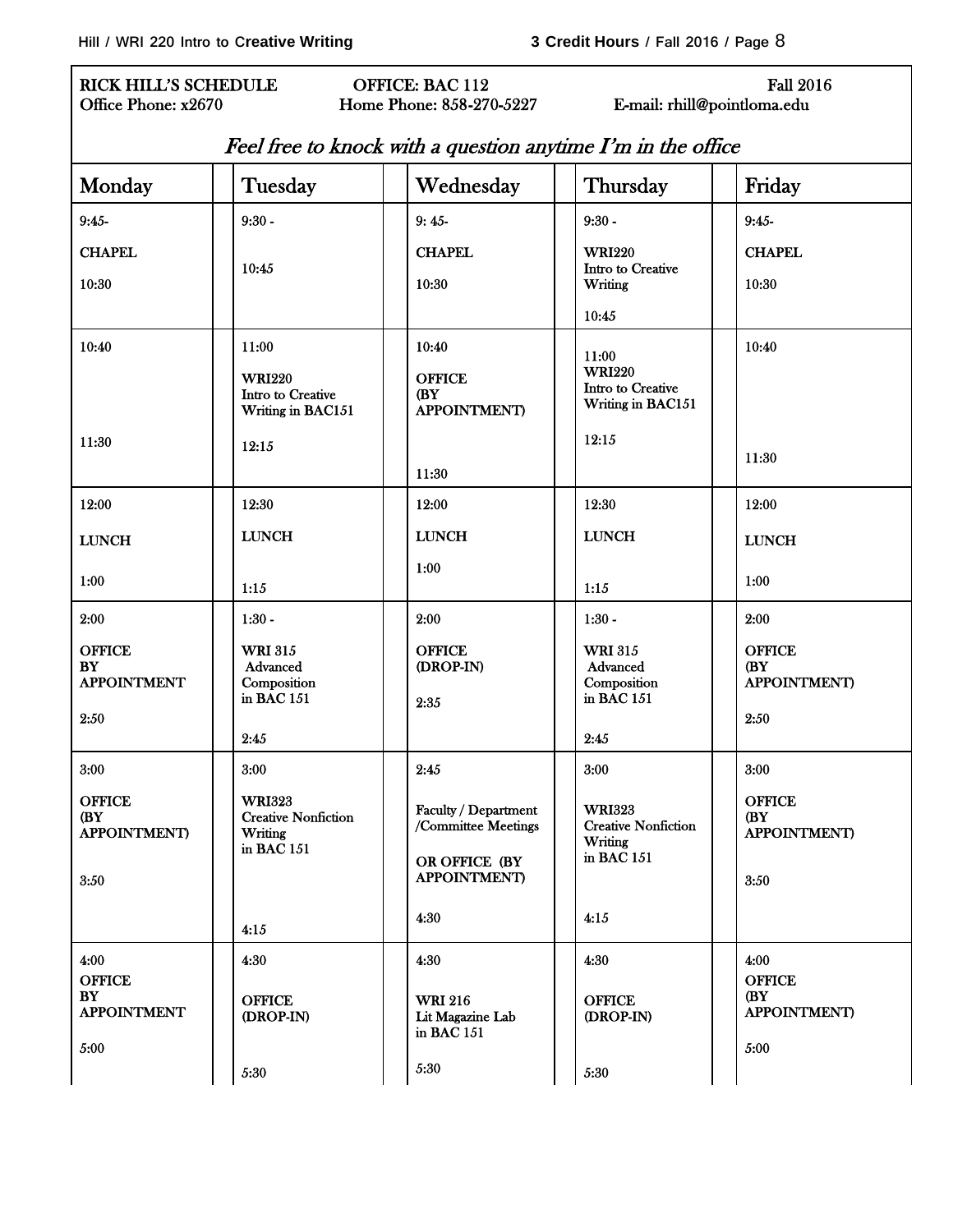RICK HILL'S SCHEDULE | OFFICE: BAC 112 | Fall 2016

Office Phone: x2670 | Home Phone: 858-270-5227 | E-mail: rhill@pointloma.edu

*Feel free to knock with a question anytime I'm in the office*

| Monday | Tuesday | Wednesday | Thursday | Friday |
|---|---|---|---|---|
| 9:45- CHAPEL 10:30 | 9:30 - 10:45 | 9: 45- CHAPEL 10:30 | 9:30 - WRI220 Intro to Creative Writing 10:45 | 9:45- CHAPEL 10:30 |
| 10:40 11:30 | 11:00 WRI220 Intro to Creative Writing in BAC151 12:15 | 10:40 OFFICE (BY APPOINTMENT) 11:30 | 11:00 WRI220 Intro to Creative Writing in BAC151 12:15 | 10:40 11:30 |
| 12:00 LUNCH 1:00 | 12:30 LUNCH 1:15 | 12:00 LUNCH 1:00 | 12:30 LUNCH 1:15 | 12:00 LUNCH 1:00 |
| 2:00 OFFICE BY APPOINTMENT 2:50 | 1:30 - WRI 315 Advanced Composition in BAC 151 2:45 | 2:00 OFFICE (DROP-IN) 2:35 | 1:30 - WRI 315 Advanced Composition in BAC 151 2:45 | 2:00 OFFICE (BY APPOINTMENT) 2:50 |
| 3:00 OFFICE (BY APPOINTMENT) 3:50 | 3:00 WRI323 Creative Nonfiction Writing in BAC 151 4:15 | 2:45 Faculty / Department /Committee Meetings OR OFFICE (BY APPOINTMENT) 4:30 | 3:00 WRI323 Creative Nonfiction Writing in BAC 151 4:15 | 3:00 OFFICE (BY APPOINTMENT) 3:50 |
| 4:00 OFFICE BY APPOINTMENT 5:00 | 4:30 OFFICE (DROP-IN) 5:30 | 4:30 WRI 216 Lit Magazine Lab in BAC 151 5:30 | 4:30 OFFICE (DROP-IN) 5:30 | 4:00 OFFICE (BY APPOINTMENT) 5:00 |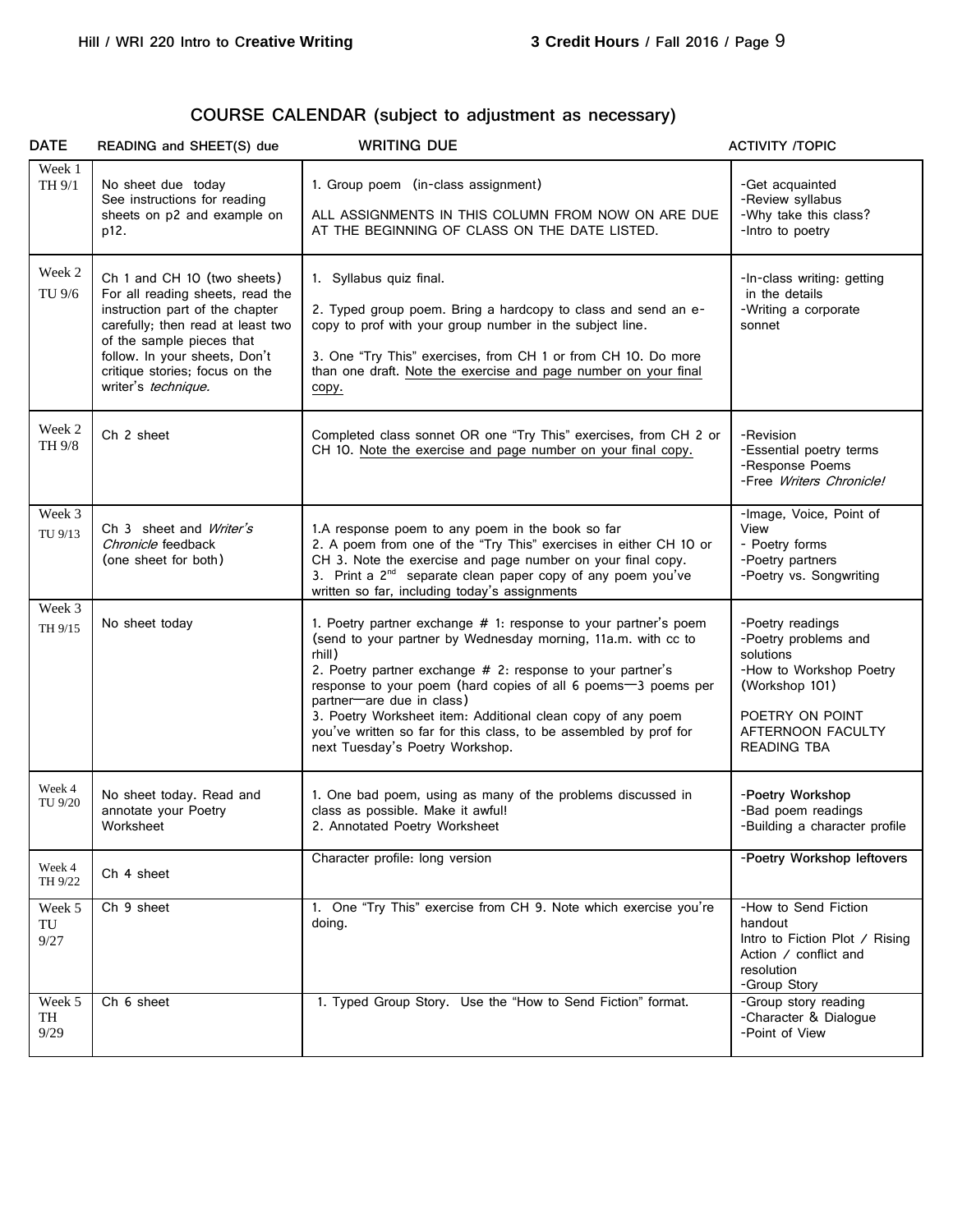## COURSE CALENDAR (subject to adjustment as necessary)

| DATE | READING and SHEET(S) due | WRITING DUE | ACTIVITY /TOPIC |
|---|---|---|---|
| Week 1 TH 9/1 | No sheet due today<br>See instructions for reading sheets on p2 and example on p12. | 1. Group poem (in-class assignment)<br><br>ALL ASSIGNMENTS IN THIS COLUMN FROM NOW ON ARE DUE AT THE BEGINNING OF CLASS ON THE DATE LISTED. | -Get acquainted<br>-Review syllabus<br>-Why take this class?<br>-Intro to poetry |
| Week 2 TU 9/6 | Ch 1 and CH 10 (two sheets)<br>For all reading sheets, read the instruction part of the chapter carefully; then read at least two of the sample pieces that follow. In your sheets, Don't critique stories; focus on the writer's *technique.* | 1. Syllabus quiz final.<br><br>2. Typed group poem. Bring a hardcopy to class and send an e-copy to prof with your group number in the subject line.<br><br>3. One "Try This" exercises, from CH 1 or from CH 10. Do more than one draft. <u>Note the exercise and page number on your final copy.</u> | -In-class writing: getting in the details<br>-Writing a corporate sonnet |
| Week 2 TH 9/8 | Ch 2 sheet | Completed class sonnet OR one "Try This" exercises, from CH 2 or CH 10. <u>Note the exercise and page number on your final copy.</u> | -Revision<br>-Essential poetry terms<br>-Response Poems<br>-Free *Writers Chronicle!* |
| Week 3 TU 9/13 | Ch 3 sheet and *Writer's Chronicle* feedback (one sheet for both) | 1.A response poem to any poem in the book so far<br>2. A poem from one of the "Try This" exercises in either CH 10 or CH 3. Note the exercise and page number on your final copy.<br>3. Print a 2nd separate clean paper copy of any poem you've written so far, including today's assignments | -Image, Voice, Point of View<br>- Poetry forms<br>-Poetry partners<br>-Poetry vs. Songwriting |
| Week 3 TH 9/15 | No sheet today | 1. Poetry partner exchange # 1: response to your partner's poem (send to your partner by Wednesday morning, 11a.m. with cc to rhill)<br>2. Poetry partner exchange # 2: response to your partner's response to your poem (hard copies of all 6 poems—3 poems per partner—are due in class)<br>3. Poetry Worksheet item: Additional clean copy of any poem you've written so far for this class, to be assembled by prof for next Tuesday's Poetry Workshop. | -Poetry readings<br>-Poetry problems and solutions<br>-How to Workshop Poetry (Workshop 101)<br><br>POETRY ON POINT AFTERNOON FACULTY READING TBA |
| Week 4 TU 9/20 | No sheet today. Read and annotate your Poetry Worksheet | 1. One bad poem, using as many of the problems discussed in class as possible. Make it awful!<br>2. Annotated Poetry Worksheet | -**Poetry Workshop**<br>-Bad poem readings<br>-Building a character profile |
| Week 4 TH 9/22 | Ch 4 sheet | Character profile: long version | -**Poetry Workshop leftovers** |
| Week 5 TU 9/27 | Ch 9 sheet | 1. One "Try This" exercise from CH 9. Note which exercise you're doing. | -How to Send Fiction handout<br>Intro to Fiction Plot / Rising Action / conflict and resolution<br>-Group Story |
| Week 5 TH 9/29 | Ch 6 sheet | 1. Typed Group Story. Use the "How to Send Fiction" format. | -Group story reading<br>-Character & Dialogue<br>-Point of View |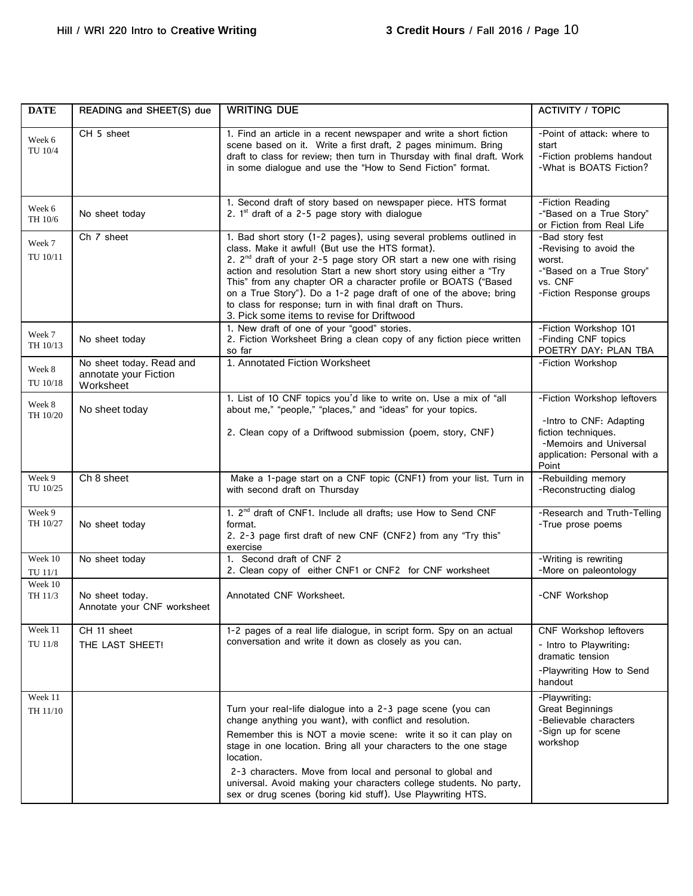| DATE | READING and SHEET(S) due | WRITING DUE | ACTIVITY / TOPIC |
|---|---|---|---|
| Week 6 TU 10/4 | CH 5 sheet | 1. Find an article in a recent newspaper and write a short fiction scene based on it. Write a first draft, 2 pages minimum. Bring draft to class for review; then turn in Thursday with final draft. Work in some dialogue and use the "How to Send Fiction" format. | -Point of attack: where to start<br>-Fiction problems handout<br>-What is BOATS Fiction? |
| Week 6 TH 10/6 | No sheet today | 1. Second draft of story based on newspaper piece. HTS format<br>2. 1st draft of a 2-5 page story with dialogue | -Fiction Reading<br>-"Based on a True Story" or Fiction from Real Life |
| Week 7 TU 10/11 | Ch 7 sheet | 1. Bad short story (1-2 pages), using several problems outlined in class. Make it awful! (But use the HTS format).<br>2. 2nd draft of your 2-5 page story OR start a new one with rising action and resolution Start a new short story using either a "Try This" from any chapter OR a character profile or BOATS ("Based on a True Story"). Do a 1-2 page draft of one of the above; bring to class for response; turn in with final draft on Thurs.<br>3. Pick some items to revise for Driftwood | -Bad story fest<br>-Revising to avoid the worst.<br>-"Based on a True Story" vs. CNF<br>-Fiction Response groups |
| Week 7 TH 10/13 | No sheet today | 1. New draft of one of your "good" stories.<br>2. Fiction Worksheet Bring a clean copy of any fiction piece written so far | -Fiction Workshop 101<br>-Finding CNF topics<br>POETRY DAY: PLAN TBA |
| Week 8 TU 10/18 | No sheet today. Read and annotate your Fiction Worksheet | 1. Annotated Fiction Worksheet | -Fiction Workshop |
| Week 8 TH 10/20 | No sheet today | 1. List of 10 CNF topics you'd like to write on. Use a mix of "all about me," "people," "places," and "ideas" for your topics.<br><br>2. Clean copy of a Driftwood submission (poem, story, CNF) | -Fiction Workshop leftovers<br><br>-Intro to CNF: Adapting fiction techniques.<br>-Memoirs and Universal application: Personal with a Point |
| Week 9 TU 10/25 | Ch 8 sheet | Make a 1-page start on a CNF topic (CNF1) from your list. Turn in with second draft on Thursday | -Rebuilding memory<br>-Reconstructing dialog |
| Week 9 TH 10/27 | No sheet today | 1. 2nd draft of CNF1. Include all drafts; use How to Send CNF format.<br>2. 2-3 page first draft of new CNF (CNF2) from any "Try this" exercise | -Research and Truth-Telling<br>-True prose poems |
| Week 10 TU 11/1 | No sheet today | 1. Second draft of CNF 2<br>2. Clean copy of either CNF1 or CNF2 for CNF worksheet | -Writing is rewriting<br>-More on paleontology |
| Week 10 TH 11/3 | No sheet today. Annotate your CNF worksheet | Annotated CNF Worksheet. | -CNF Workshop |
| Week 11 TU 11/8 | CH 11 sheet<br>THE LAST SHEET! | 1-2 pages of a real life dialogue, in script form. Spy on an actual conversation and write it down as closely as you can. | CNF Workshop leftovers<br>- Intro to Playwriting: dramatic tension<br>-Playwriting How to Send handout |
| Week 11 TH 11/10 | | Turn your real-life dialogue into a 2-3 page scene (you can change anything you want), with conflict and resolution.<br>Remember this is NOT a movie scene: write it so it can play on stage in one location. Bring all your characters to the one stage location.<br>2-3 characters. Move from local and personal to global and universal. Avoid making your characters college students. No party, sex or drug scenes (boring kid stuff). Use Playwriting HTS. | -Playwriting:<br>Great Beginnings<br>-Believable characters<br>-Sign up for scene workshop |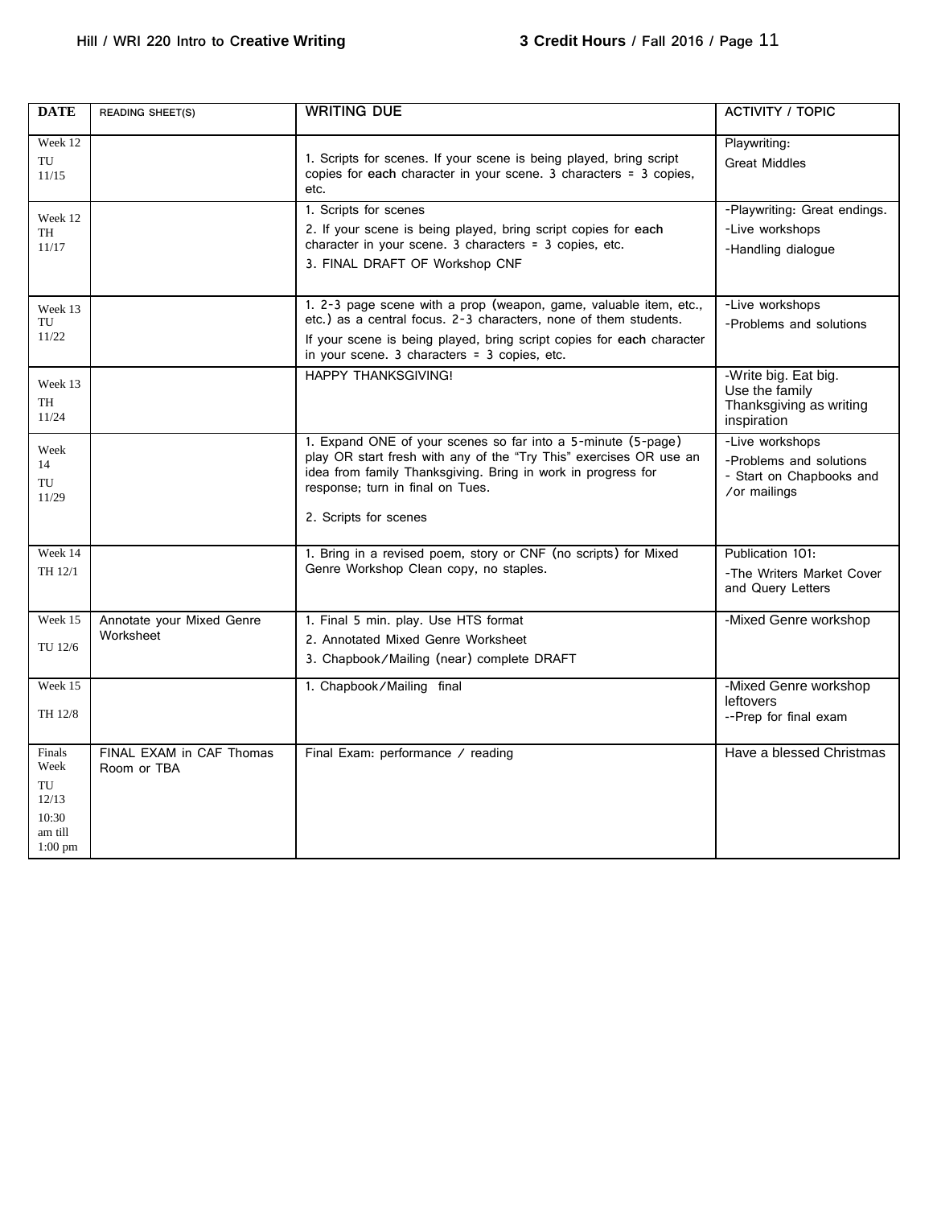| DATE | READING SHEET(S) | WRITING DUE | ACTIVITY / TOPIC |
|---|---|---|---|
| Week 12 TU 11/15 | | 1. Scripts for scenes. If your scene is being played, bring script copies for **each** character in your scene. 3 characters = 3 copies, etc. | Playwriting: Great Middles |
| Week 12 TH 11/17 | | 1. Scripts for scenes<br>2. If your scene is being played, bring script copies for **each** character in your scene. 3 characters = 3 copies, etc.<br>3. FINAL DRAFT OF Workshop CNF | -Playwriting: Great endings.<br>-Live workshops<br>-Handling dialogue |
| Week 13 TU 11/22 | | 1. 2-3 page scene with a prop (weapon, game, valuable item, etc., etc.) as a central focus. 2-3 characters, none of them students.<br>If your scene is being played, bring script copies for **each** character in your scene. 3 characters = 3 copies, etc. | -Live workshops<br>-Problems and solutions |
| Week 13 TH 11/24 | | HAPPY THANKSGIVING! | -Write big. Eat big. Use the family Thanksgiving as writing inspiration |
| Week 14 TU 11/29 | | 1. Expand ONE of your scenes so far into a 5-minute (5-page) play OR start fresh with any of the "Try This" exercises OR use an idea from family Thanksgiving. Bring in work in progress for response; turn in final on Tues.<br>2. Scripts for scenes | -Live workshops<br>-Problems and solutions<br>- Start on Chapbooks and /or mailings |
| Week 14 TH 12/1 | | 1. Bring in a revised poem, story or CNF (no scripts) for Mixed Genre Workshop Clean copy, no staples. | Publication 101:<br>-The Writers Market Cover and Query Letters |
| Week 15 TU 12/6 | Annotate your Mixed Genre Worksheet | 1. Final 5 min. play. Use HTS format<br>2. Annotated Mixed Genre Worksheet<br>3. Chapbook/Mailing (near) complete DRAFT | -Mixed Genre workshop |
| Week 15 TH 12/8 | | 1. Chapbook/Mailing final | -Mixed Genre workshop leftovers<br>--Prep for final exam |
| Finals Week TU 12/13 10:30 am till 1:00 pm | FINAL EXAM in CAF Thomas Room or TBA | Final Exam: performance / reading | Have a blessed Christmas |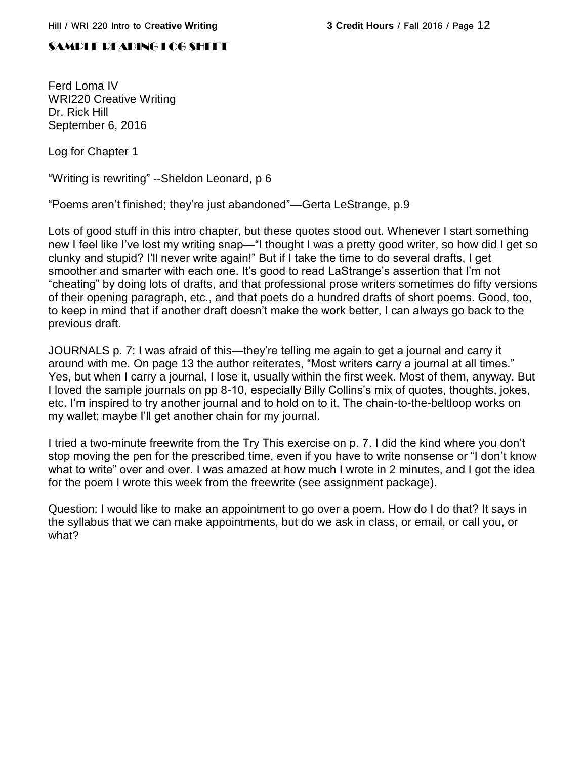## SAMPLE READING LOG SHEET

Ferd Loma IV
WRI220 Creative Writing
Dr. Rick Hill
September 6, 2016

Log for Chapter 1

“Writing is rewriting” --Sheldon Leonard, p 6

“Poems aren’t finished; they’re just abandoned”—Gerta LeStrange, p.9

Lots of good stuff in this intro chapter, but these quotes stood out. Whenever I start something new I feel like I’ve lost my writing snap—“I thought I was a pretty good writer, so how did I get so clunky and stupid? I’ll never write again!” But if I take the time to do several drafts, I get smoother and smarter with each one. It’s good to read LaStrange’s assertion that I’m not “cheating” by doing lots of drafts, and that professional prose writers sometimes do fifty versions of their opening paragraph, etc., and that poets do a hundred drafts of short poems. Good, too, to keep in mind that if another draft doesn’t make the work better, I can always go back to the previous draft.

JOURNALS p. 7: I was afraid of this—they’re telling me again to get a journal and carry it around with me. On page 13 the author reiterates, “Most writers carry a journal at all times.” Yes, but when I carry a journal, I lose it, usually within the first week. Most of them, anyway. But I loved the sample journals on pp 8-10, especially Billy Collins’s mix of quotes, thoughts, jokes, etc. I’m inspired to try another journal and to hold on to it. The chain-to-the-beltloop works on my wallet; maybe I’ll get another chain for my journal.

I tried a two-minute freewrite from the Try This exercise on p. 7. I did the kind where you don’t stop moving the pen for the prescribed time, even if you have to write nonsense or “I don’t know what to write” over and over. I was amazed at how much I wrote in 2 minutes, and I got the idea for the poem I wrote this week from the freewrite (see assignment package).

Question: I would like to make an appointment to go over a poem. How do I do that? It says in the syllabus that we can make appointments, but do we ask in class, or email, or call you, or what?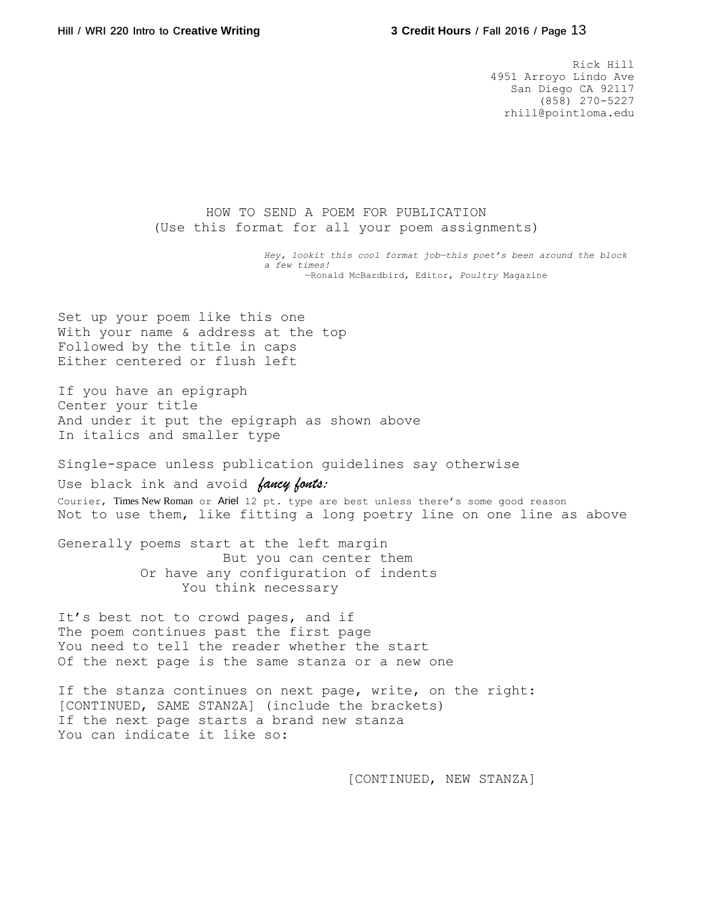Rick Hill  
4951 Arroyo Lindo Ave  
San Diego CA 92117  
(858) 270-5227  
rhill@pointloma.edu

HOW TO SEND A POEM FOR PUBLICATION  
(Use this format for all your poem assignments)

*Hey, lookit this cool format job—this poet's been around the block a few times!*  
—Ronald McBardbird, Editor, *Poultry* Magazine

Set up your poem like this one  
With your name & address at the top  
Followed by the title in caps  
Either centered or flush left

If you have an epigraph  
Center your title  
And under it put the epigraph as shown above  
In italics and smaller type

Single-space unless publication guidelines say otherwise  
Use black ink and avoid *fancy fonts:*  
Courier, Times New Roman or Ariel 12 pt. type are best unless there's some good reason  
Not to use them, like fitting a long poetry line on one line as above

Generally poems start at the left margin  
                    But you can center them  
          Or have any configuration of indents  
               You think necessary

It's best not to crowd pages, and if  
The poem continues past the first page  
You need to tell the reader whether the start  
Of the next page is the same stanza or a new one

If the stanza continues on next page, write, on the right:  
[CONTINUED, SAME STANZA] (include the brackets)  
If the next page starts a brand new stanza  
You can indicate it like so:

[CONTINUED, NEW STANZA]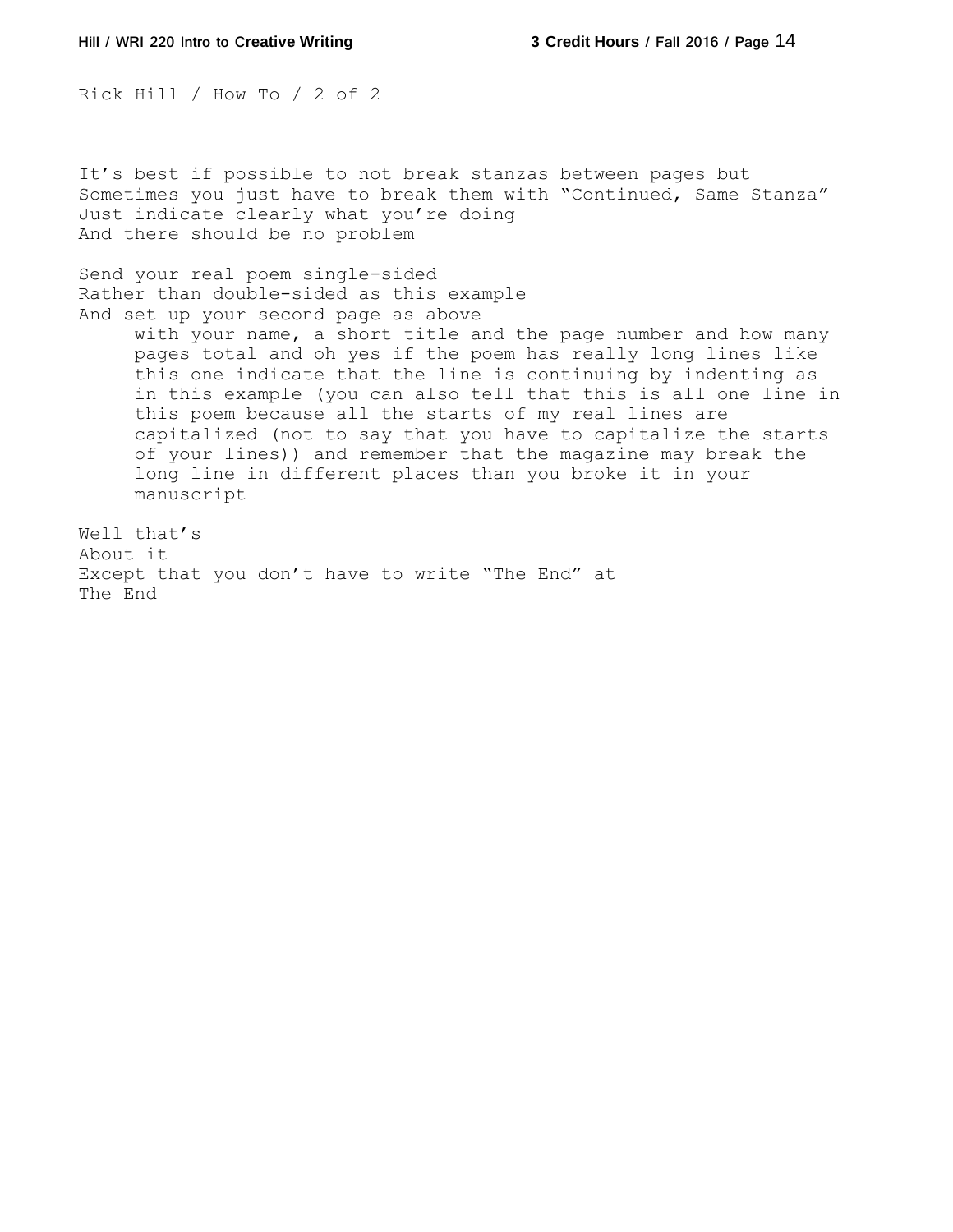Rick Hill / How To / 2 of 2

It’s best if possible to not break stanzas between pages but
Sometimes you just have to break them with “Continued, Same Stanza”
Just indicate clearly what you’re doing
And there should be no problem

Send your real poem single-sided
Rather than double-sided as this example
And set up your second page as above
with your name, a short title and the page number and how many pages total and oh yes if the poem has really long lines like this one indicate that the line is continuing by indenting as in this example (you can also tell that this is all one line in this poem because all the starts of my real lines are capitalized (not to say that you have to capitalize the starts of your lines)) and remember that the magazine may break the long line in different places than you broke it in your manuscript

Well that’s
About it
Except that you don’t have to write “The End” at
The End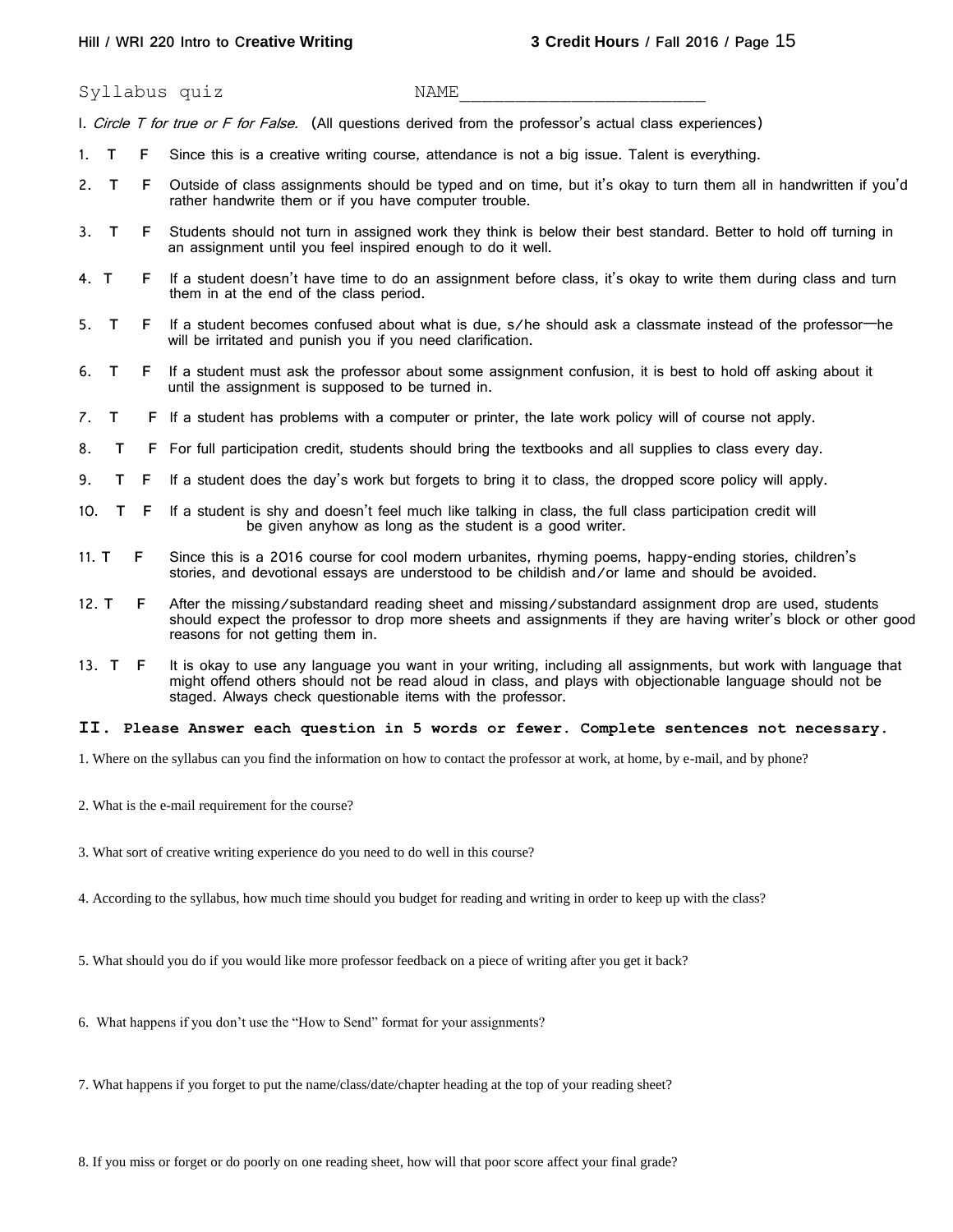Syllabus quiz NAME_______________________

I. *Circle T for true or F for False.* (All questions derived from the professor's actual class experiences)

1. T F Since this is a creative writing course, attendance is not a big issue. Talent is everything.

2. T F Outside of class assignments should be typed and on time, but it's okay to turn them all in handwritten if you'd rather handwrite them or if you have computer trouble.

3. T F Students should not turn in assigned work they think is below their best standard. Better to hold off turning in an assignment until you feel inspired enough to do it well.

4. T F If a student doesn't have time to do an assignment before class, it's okay to write them during class and turn them in at the end of the class period.

5. T F If a student becomes confused about what is due, s/he should ask a classmate instead of the professor—he will be irritated and punish you if you need clarification.

6. T F If a student must ask the professor about some assignment confusion, it is best to hold off asking about it until the assignment is supposed to be turned in.

7. T F If a student has problems with a computer or printer, the late work policy will of course not apply.

8. T F For full participation credit, students should bring the textbooks and all supplies to class every day.

9. T F If a student does the day's work but forgets to bring it to class, the dropped score policy will apply.

10. T F If a student is shy and doesn't feel much like talking in class, the full class participation credit will be given anyhow as long as the student is a good writer.

11. T F Since this is a 2016 course for cool modern urbanites, rhyming poems, happy-ending stories, children's stories, and devotional essays are understood to be childish and/or lame and should be avoided.

12. T F After the missing/substandard reading sheet and missing/substandard assignment drop are used, students should expect the professor to drop more sheets and assignments if they are having writer's block or other good reasons for not getting them in.

13. T F It is okay to use any language you want in your writing, including all assignments, but work with language that might offend others should not be read aloud in class, and plays with objectionable language should not be staged. Always check questionable items with the professor.

**II. Please Answer each question in 5 words or fewer. Complete sentences not necessary.**

1. Where on the syllabus can you find the information on how to contact the professor at work, at home, by e-mail, and by phone?

2. What is the e-mail requirement for the course?

3. What sort of creative writing experience do you need to do well in this course?

4. According to the syllabus, how much time should you budget for reading and writing in order to keep up with the class?

5. What should you do if you would like more professor feedback on a piece of writing after you get it back?

6. What happens if you don't use the "How to Send" format for your assignments?

7. What happens if you forget to put the name/class/date/chapter heading at the top of your reading sheet?

8. If you miss or forget or do poorly on one reading sheet, how will that poor score affect your final grade?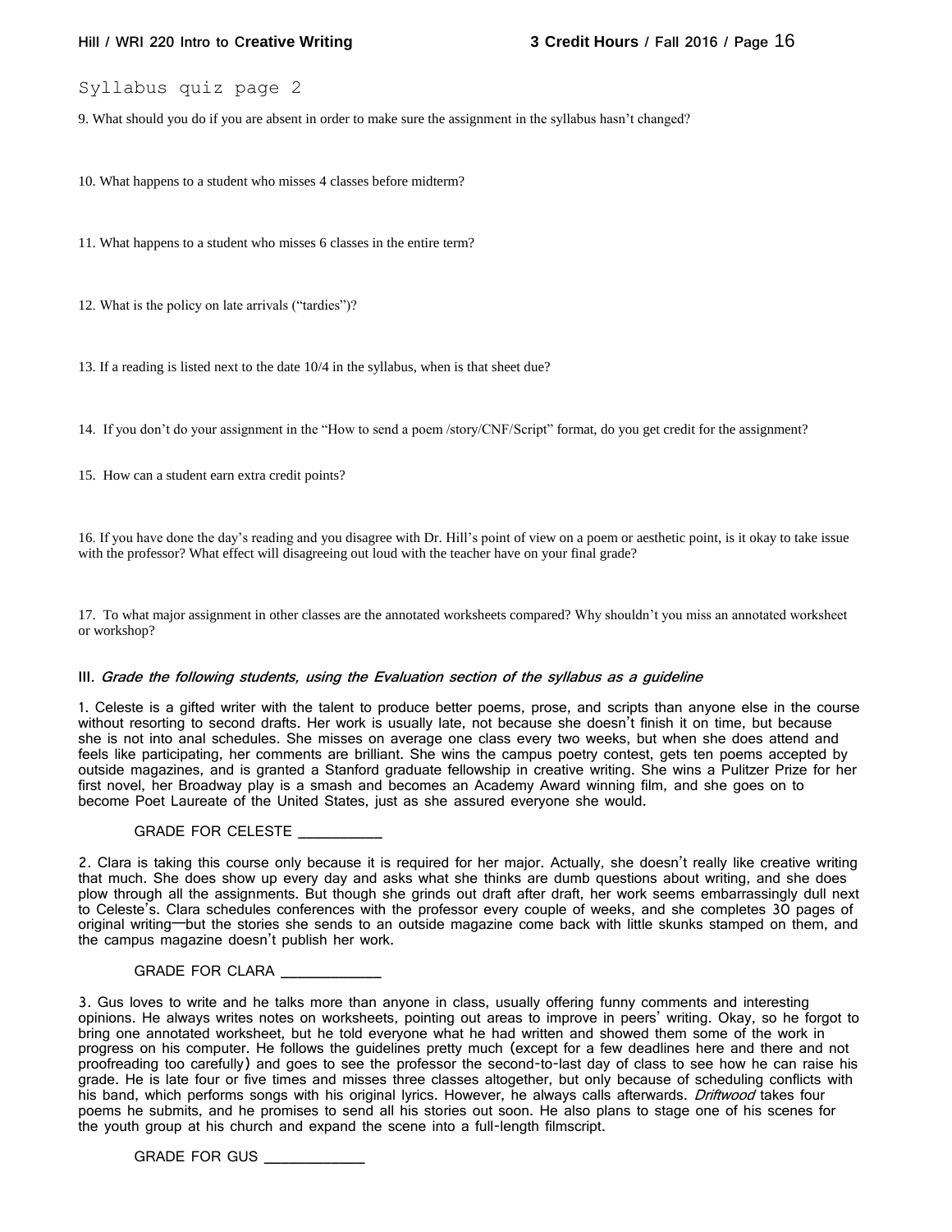Syllabus quiz page 2

9. What should you do if you are absent in order to make sure the assignment in the syllabus hasn't changed?

10. What happens to a student who misses 4 classes before midterm?

11. What happens to a student who misses 6 classes in the entire term?

12. What is the policy on late arrivals ("tardies")?

13. If a reading is listed next to the date 10/4 in the syllabus, when is that sheet due?

14. If you don't do your assignment in the "How to send a poem /story/CNF/Script" format, do you get credit for the assignment?

15. How can a student earn extra credit points?

16. If you have done the day's reading and you disagree with Dr. Hill's point of view on a poem or aesthetic point, is it okay to take issue with the professor? What effect will disagreeing out loud with the teacher have on your final grade?

17. To what major assignment in other classes are the annotated worksheets compared? Why shouldn't you miss an annotated worksheet or workshop?

### III. *Grade the following students, using the Evaluation section of the syllabus as a guideline*

1. Celeste is a gifted writer with the talent to produce better poems, prose, and scripts than anyone else in the course without resorting to second drafts. Her work is usually late, not because she doesn't finish it on time, but because she is not into anal schedules. She misses on average one class every two weeks, but when she does attend and feels like participating, her comments are brilliant. She wins the campus poetry contest, gets ten poems accepted by outside magazines, and is granted a Stanford graduate fellowship in creative writing. She wins a Pulitzer Prize for her first novel, her Broadway play is a smash and becomes an Academy Award winning film, and she goes on to become Poet Laureate of the United States, just as she assured everyone she would.

    GRADE FOR CELESTE __________

2. Clara is taking this course only because it is required for her major. Actually, she doesn't really like creative writing that much. She does show up every day and asks what she thinks are dumb questions about writing, and she does plow through all the assignments. But though she grinds out draft after draft, her work seems embarrassingly dull next to Celeste's. Clara schedules conferences with the professor every couple of weeks, and she completes 30 pages of original writing—but the stories she sends to an outside magazine come back with little skunks stamped on them, and the campus magazine doesn't publish her work.

    GRADE FOR CLARA ____________

3. Gus loves to write and he talks more than anyone in class, usually offering funny comments and interesting opinions. He always writes notes on worksheets, pointing out areas to improve in peers' writing. Okay, so he forgot to bring one annotated worksheet, but he told everyone what he had written and showed them some of the work in progress on his computer. He follows the guidelines pretty much (except for a few deadlines here and there and not proofreading too carefully) and goes to see the professor the second-to-last day of class to see how he can raise his grade. He is late four or five times and misses three classes altogether, but only because of scheduling conflicts with his band, which performs songs with his original lyrics. However, he always calls afterwards. *Driftwood* takes four poems he submits, and he promises to send all his stories out soon. He also plans to stage one of his scenes for the youth group at his church and expand the scene into a full-length filmscript.

    GRADE FOR GUS ____________